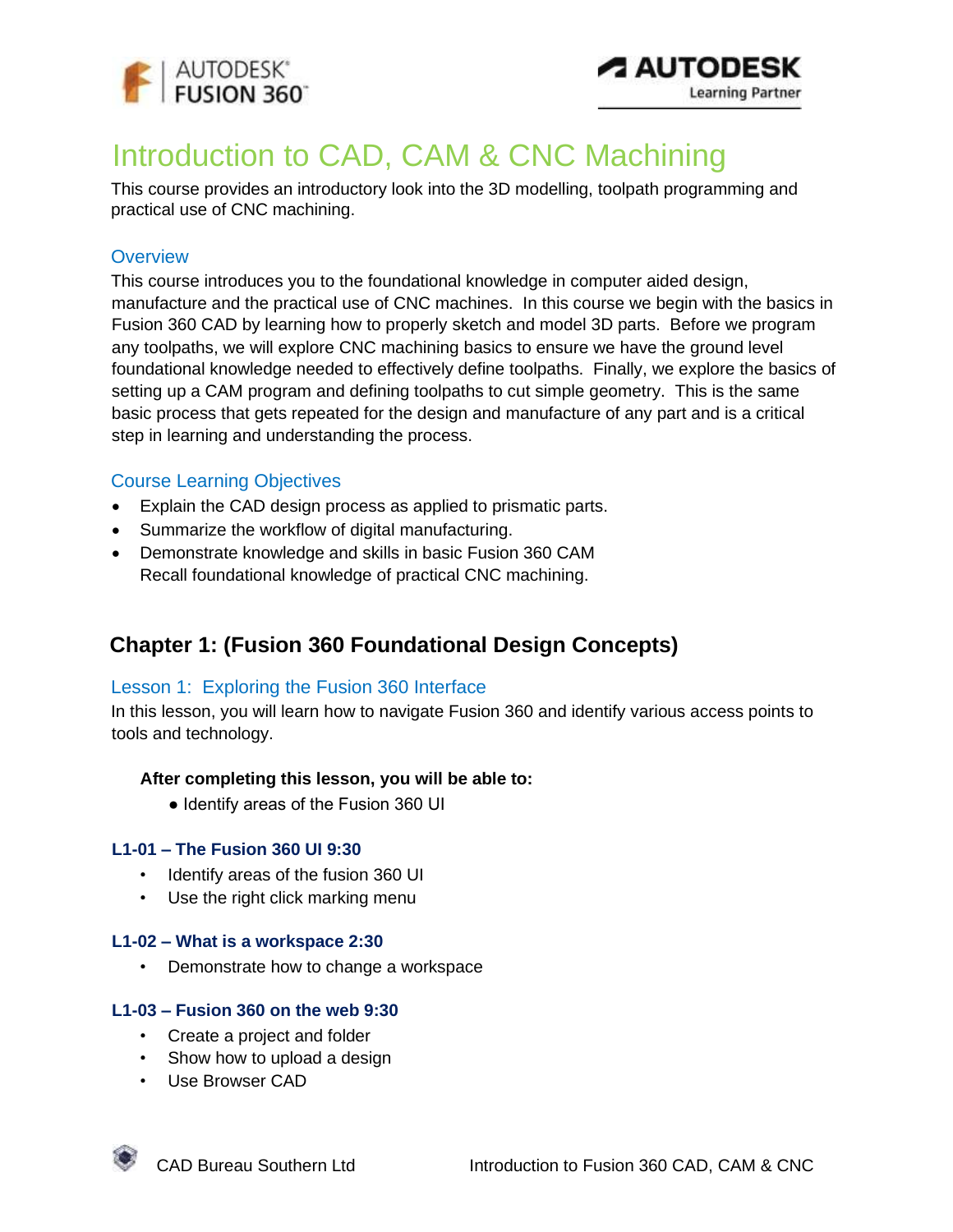# Introduction to CAD, CAM & CNC Machining

This course provides an introductory look into the 3D modelling, toolpath programming and practical use of CNC machining.

## Overview

This course introduces you to the foundational knowledge in computer aided design, manufacture and the practical use of CNC machines. In this course we begin with the basics in Fusion 360 CAD by learning how to properly sketch and model 3D parts. Before we program any toolpaths, we will explore CNC machining basics to ensure we have the ground level foundational knowledge needed to effectively define toolpaths. Finally, we explore the basics of setting up a CAM program and defining toolpaths to cut simple geometry. This is the same basic process that gets repeated for the design and manufacture of any part and is a critical step in learning and understanding the process.

## Course Learning Objectives

- Explain the CAD design process as applied to prismatic parts.
- Summarize the workflow of digital manufacturing.
- Demonstrate knowledge and skills in basic Fusion 360 CAM
  Recall foundational knowledge of practical CNC machining.

## Chapter 1: (Fusion 360 Foundational Design Concepts)

### Lesson 1: Exploring the Fusion 360 Interface

In this lesson, you will learn how to navigate Fusion 360 and identify various access points to tools and technology.

**After completing this lesson, you will be able to:**

- Identify areas of the Fusion 360 UI

#### L1-01 – The Fusion 360 UI 9:30

- Identify areas of the fusion 360 UI
- Use the right click marking menu

#### L1-02 – What is a workspace 2:30

- Demonstrate how to change a workspace

#### L1-03 – Fusion 360 on the web 9:30

- Create a project and folder
- Show how to upload a design
- Use Browser CAD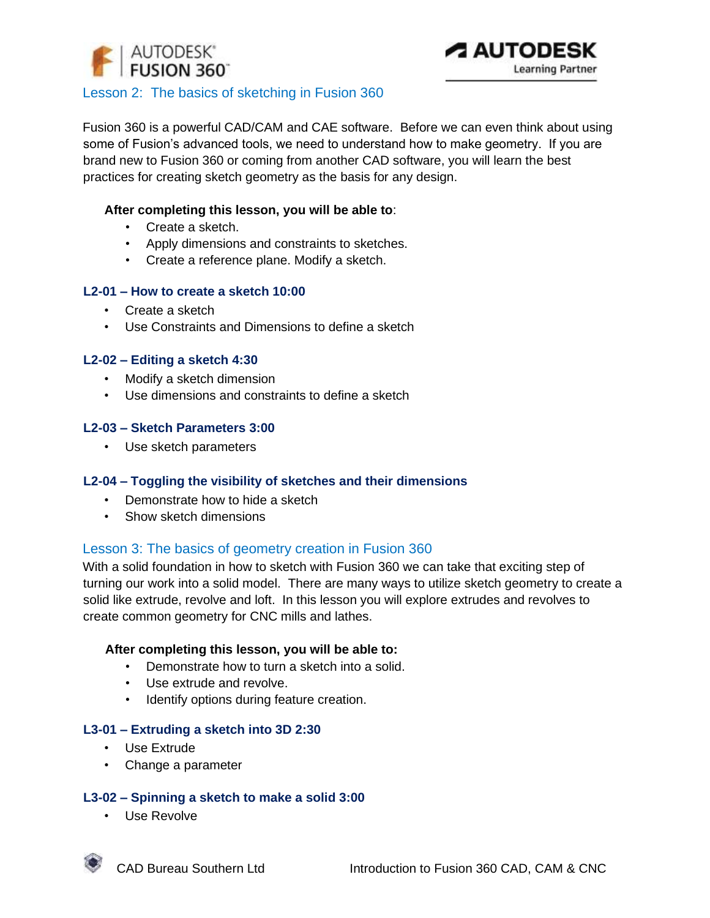## Lesson 2: The basics of sketching in Fusion 360

Fusion 360 is a powerful CAD/CAM and CAE software. Before we can even think about using some of Fusion's advanced tools, we need to understand how to make geometry. If you are brand new to Fusion 360 or coming from another CAD software, you will learn the best practices for creating sketch geometry as the basis for any design.

**After completing this lesson, you will be able to**:

- Create a sketch.
- Apply dimensions and constraints to sketches.
- Create a reference plane. Modify a sketch.

### L2-01 – How to create a sketch 10:00

- Create a sketch
- Use Constraints and Dimensions to define a sketch

### L2-02 – Editing a sketch 4:30

- Modify a sketch dimension
- Use dimensions and constraints to define a sketch

### L2-03 – Sketch Parameters 3:00

- Use sketch parameters

### L2-04 – Toggling the visibility of sketches and their dimensions

- Demonstrate how to hide a sketch
- Show sketch dimensions

## Lesson 3: The basics of geometry creation in Fusion 360

With a solid foundation in how to sketch with Fusion 360 we can take that exciting step of turning our work into a solid model. There are many ways to utilize sketch geometry to create a solid like extrude, revolve and loft. In this lesson you will explore extrudes and revolves to create common geometry for CNC mills and lathes.

**After completing this lesson, you will be able to:**

- Demonstrate how to turn a sketch into a solid.
- Use extrude and revolve.
- Identify options during feature creation.

### L3-01 – Extruding a sketch into 3D 2:30

- Use Extrude
- Change a parameter

### L3-02 – Spinning a sketch to make a solid 3:00

- Use Revolve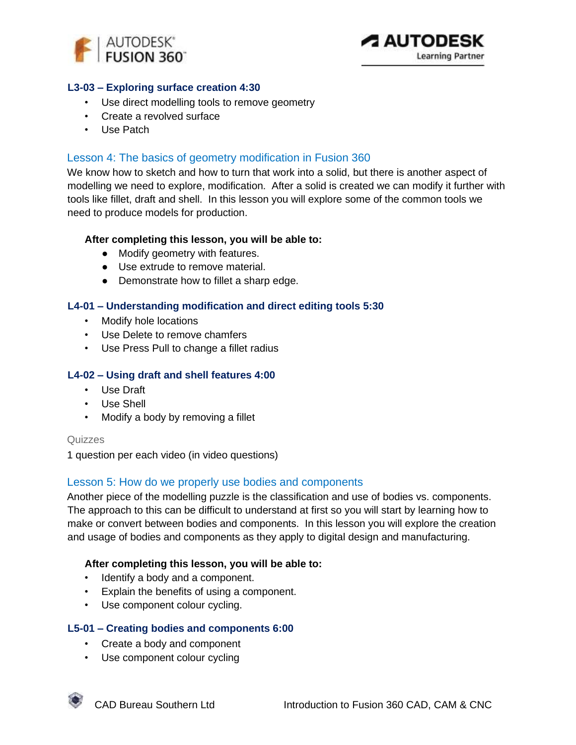### L3-03 – Exploring surface creation 4:30

- Use direct modelling tools to remove geometry
- Create a revolved surface
- Use Patch

## Lesson 4: The basics of geometry modification in Fusion 360

We know how to sketch and how to turn that work into a solid, but there is another aspect of modelling we need to explore, modification. After a solid is created we can modify it further with tools like fillet, draft and shell. In this lesson you will explore some of the common tools we need to produce models for production.

**After completing this lesson, you will be able to:**

- Modify geometry with features.
- Use extrude to remove material.
- Demonstrate how to fillet a sharp edge.

### L4-01 – Understanding modification and direct editing tools 5:30

- Modify hole locations
- Use Delete to remove chamfers
- Use Press Pull to change a fillet radius

### L4-02 – Using draft and shell features 4:00

- Use Draft
- Use Shell
- Modify a body by removing a fillet

Quizzes

1 question per each video (in video questions)

## Lesson 5: How do we properly use bodies and components

Another piece of the modelling puzzle is the classification and use of bodies vs. components. The approach to this can be difficult to understand at first so you will start by learning how to make or convert between bodies and components. In this lesson you will explore the creation and usage of bodies and components as they apply to digital design and manufacturing.

**After completing this lesson, you will be able to:**

- Identify a body and a component.
- Explain the benefits of using a component.
- Use component colour cycling.

### L5-01 – Creating bodies and components 6:00

- Create a body and component
- Use component colour cycling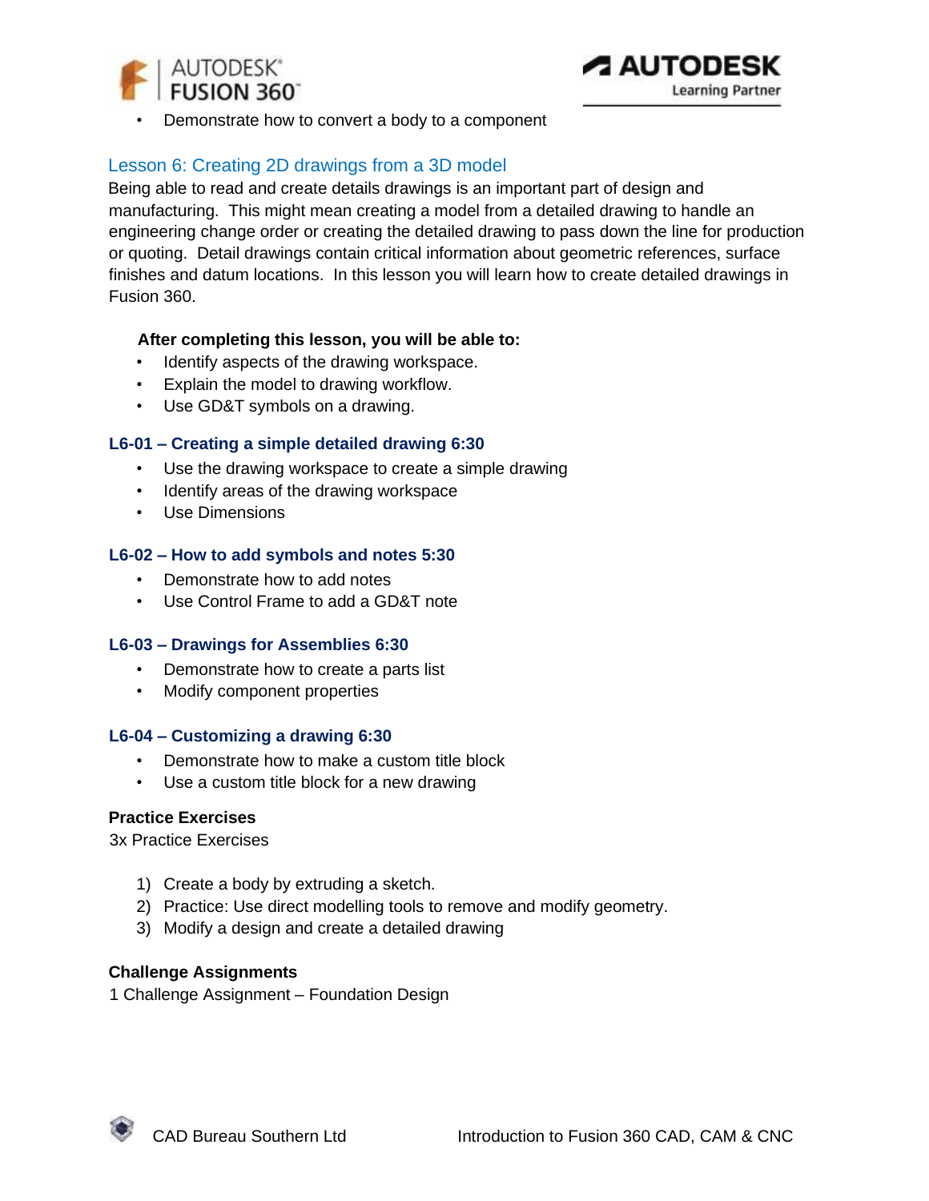- Demonstrate how to convert a body to a component

## Lesson 6: Creating 2D drawings from a 3D model

Being able to read and create details drawings is an important part of design and manufacturing. This might mean creating a model from a detailed drawing to handle an engineering change order or creating the detailed drawing to pass down the line for production or quoting. Detail drawings contain critical information about geometric references, surface finishes and datum locations. In this lesson you will learn how to create detailed drawings in Fusion 360.

**After completing this lesson, you will be able to:**

- Identify aspects of the drawing workspace.
- Explain the model to drawing workflow.
- Use GD&T symbols on a drawing.

### L6-01 – Creating a simple detailed drawing 6:30

- Use the drawing workspace to create a simple drawing
- Identify areas of the drawing workspace
- Use Dimensions

### L6-02 – How to add symbols and notes 5:30

- Demonstrate how to add notes
- Use Control Frame to add a GD&T note

### L6-03 – Drawings for Assemblies 6:30

- Demonstrate how to create a parts list
- Modify component properties

### L6-04 – Customizing a drawing 6:30

- Demonstrate how to make a custom title block
- Use a custom title block for a new drawing

**Practice Exercises**

3x Practice Exercises

1) Create a body by extruding a sketch.
2) Practice: Use direct modelling tools to remove and modify geometry.
3) Modify a design and create a detailed drawing

**Challenge Assignments**

1 Challenge Assignment – Foundation Design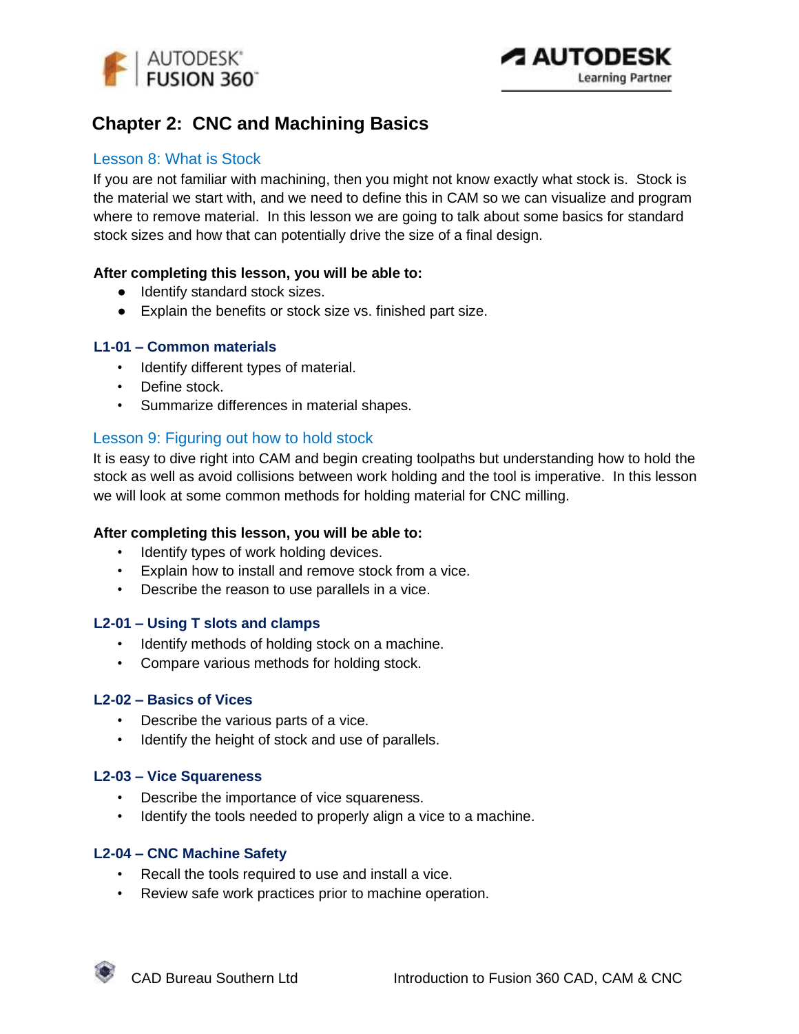## Chapter 2: CNC and Machining Basics

### Lesson 8: What is Stock

If you are not familiar with machining, then you might not know exactly what stock is. Stock is the material we start with, and we need to define this in CAM so we can visualize and program where to remove material. In this lesson we are going to talk about some basics for standard stock sizes and how that can potentially drive the size of a final design.

**After completing this lesson, you will be able to:**

- Identify standard stock sizes.
- Explain the benefits or stock size vs. finished part size.

#### L1-01 – Common materials

- Identify different types of material.
- Define stock.
- Summarize differences in material shapes.

### Lesson 9: Figuring out how to hold stock

It is easy to dive right into CAM and begin creating toolpaths but understanding how to hold the stock as well as avoid collisions between work holding and the tool is imperative. In this lesson we will look at some common methods for holding material for CNC milling.

**After completing this lesson, you will be able to:**

- Identify types of work holding devices.
- Explain how to install and remove stock from a vice.
- Describe the reason to use parallels in a vice.

#### L2-01 – Using T slots and clamps

- Identify methods of holding stock on a machine.
- Compare various methods for holding stock.

#### L2-02 – Basics of Vices

- Describe the various parts of a vice.
- Identify the height of stock and use of parallels.

#### L2-03 – Vice Squareness

- Describe the importance of vice squareness.
- Identify the tools needed to properly align a vice to a machine.

#### L2-04 – CNC Machine Safety

- Recall the tools required to use and install a vice.
- Review safe work practices prior to machine operation.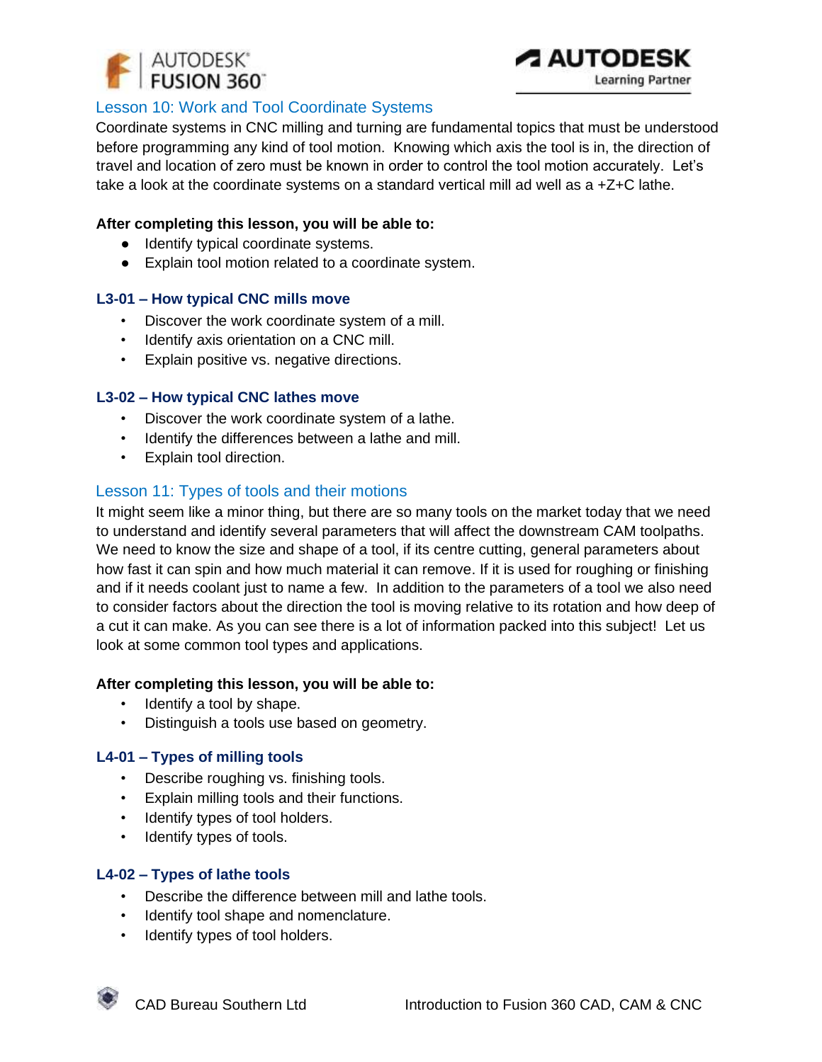## Lesson 10: Work and Tool Coordinate Systems

Coordinate systems in CNC milling and turning are fundamental topics that must be understood before programming any kind of tool motion. Knowing which axis the tool is in, the direction of travel and location of zero must be known in order to control the tool motion accurately. Let's take a look at the coordinate systems on a standard vertical mill ad well as a +Z+C lathe.

**After completing this lesson, you will be able to:**

- Identify typical coordinate systems.
- Explain tool motion related to a coordinate system.

### L3-01 – How typical CNC mills move

- Discover the work coordinate system of a mill.
- Identify axis orientation on a CNC mill.
- Explain positive vs. negative directions.

### L3-02 – How typical CNC lathes move

- Discover the work coordinate system of a lathe.
- Identify the differences between a lathe and mill.
- Explain tool direction.

## Lesson 11: Types of tools and their motions

It might seem like a minor thing, but there are so many tools on the market today that we need to understand and identify several parameters that will affect the downstream CAM toolpaths. We need to know the size and shape of a tool, if its centre cutting, general parameters about how fast it can spin and how much material it can remove. If it is used for roughing or finishing and if it needs coolant just to name a few. In addition to the parameters of a tool we also need to consider factors about the direction the tool is moving relative to its rotation and how deep of a cut it can make. As you can see there is a lot of information packed into this subject! Let us look at some common tool types and applications.

**After completing this lesson, you will be able to:**

- Identify a tool by shape.
- Distinguish a tools use based on geometry.

### L4-01 – Types of milling tools

- Describe roughing vs. finishing tools.
- Explain milling tools and their functions.
- Identify types of tool holders.
- Identify types of tools.

### L4-02 – Types of lathe tools

- Describe the difference between mill and lathe tools.
- Identify tool shape and nomenclature.
- Identify types of tool holders.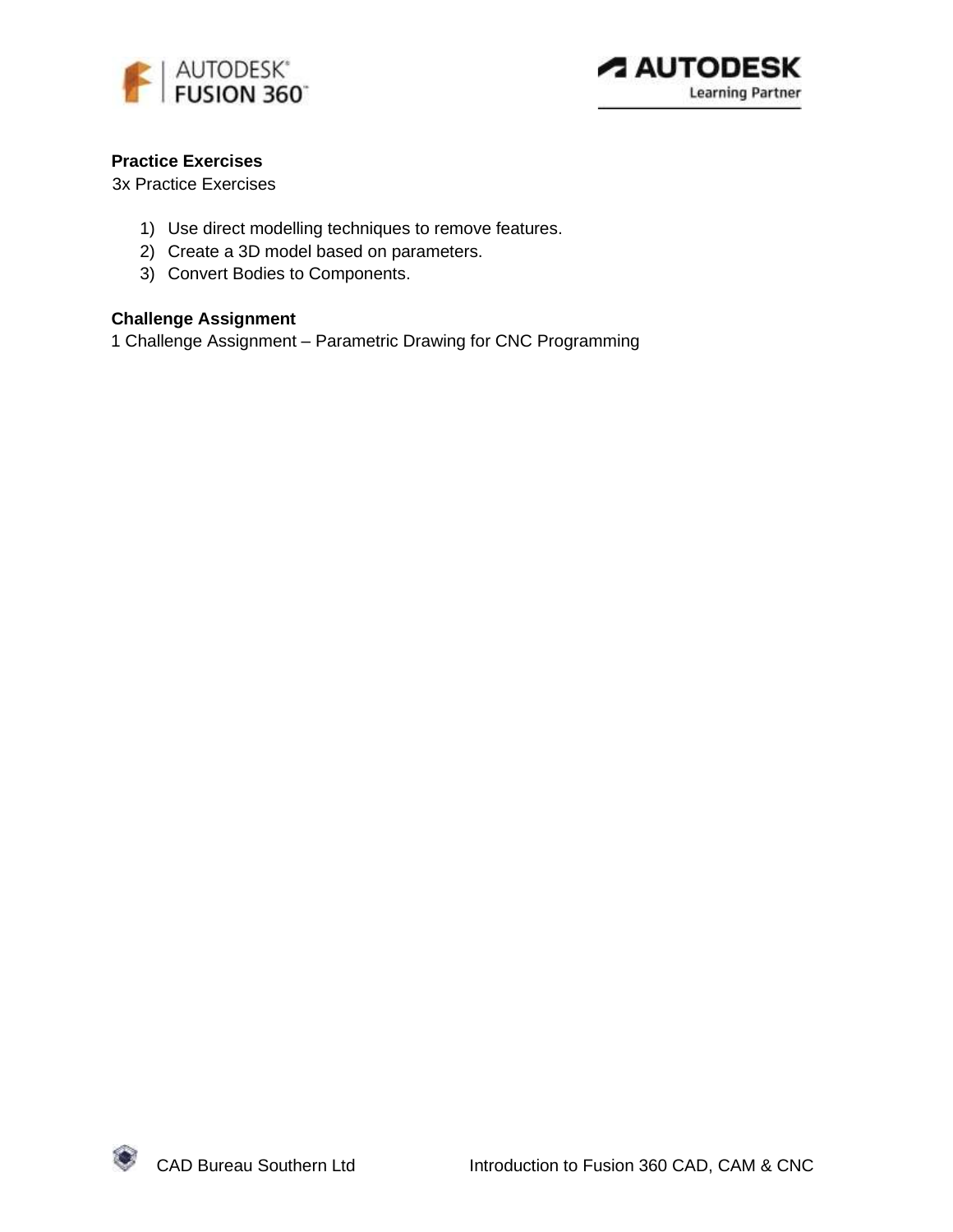**Practice Exercises**

3x Practice Exercises

1) Use direct modelling techniques to remove features.
2) Create a 3D model based on parameters.
3) Convert Bodies to Components.

**Challenge Assignment**

1 Challenge Assignment – Parametric Drawing for CNC Programming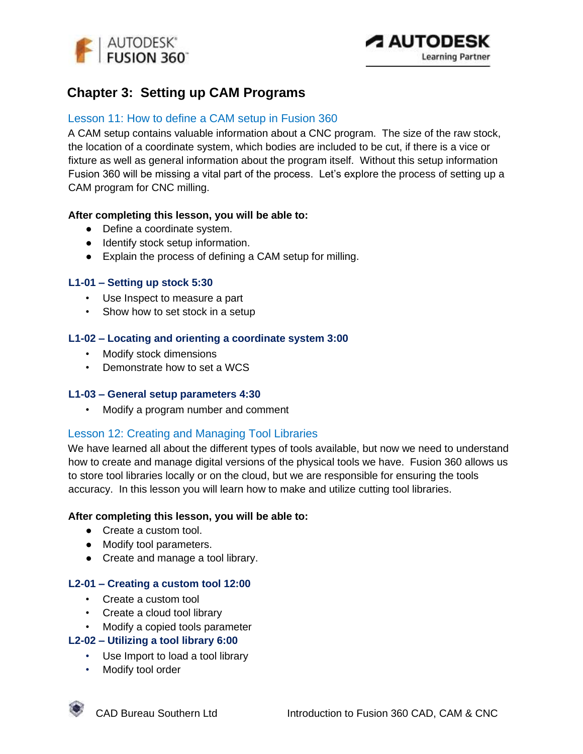## Chapter 3: Setting up CAM Programs

### Lesson 11: How to define a CAM setup in Fusion 360

A CAM setup contains valuable information about a CNC program. The size of the raw stock, the location of a coordinate system, which bodies are included to be cut, if there is a vice or fixture as well as general information about the program itself. Without this setup information Fusion 360 will be missing a vital part of the process. Let's explore the process of setting up a CAM program for CNC milling.

**After completing this lesson, you will be able to:**

- Define a coordinate system.
- Identify stock setup information.
- Explain the process of defining a CAM setup for milling.

#### L1-01 – Setting up stock 5:30

- Use Inspect to measure a part
- Show how to set stock in a setup

#### L1-02 – Locating and orienting a coordinate system 3:00

- Modify stock dimensions
- Demonstrate how to set a WCS

#### L1-03 – General setup parameters 4:30

- Modify a program number and comment

### Lesson 12: Creating and Managing Tool Libraries

We have learned all about the different types of tools available, but now we need to understand how to create and manage digital versions of the physical tools we have. Fusion 360 allows us to store tool libraries locally or on the cloud, but we are responsible for ensuring the tools accuracy. In this lesson you will learn how to make and utilize cutting tool libraries.

**After completing this lesson, you will be able to:**

- Create a custom tool.
- Modify tool parameters.
- Create and manage a tool library.

#### L2-01 – Creating a custom tool 12:00

- Create a custom tool
- Create a cloud tool library
- Modify a copied tools parameter

#### L2-02 – Utilizing a tool library 6:00

- Use Import to load a tool library
- Modify tool order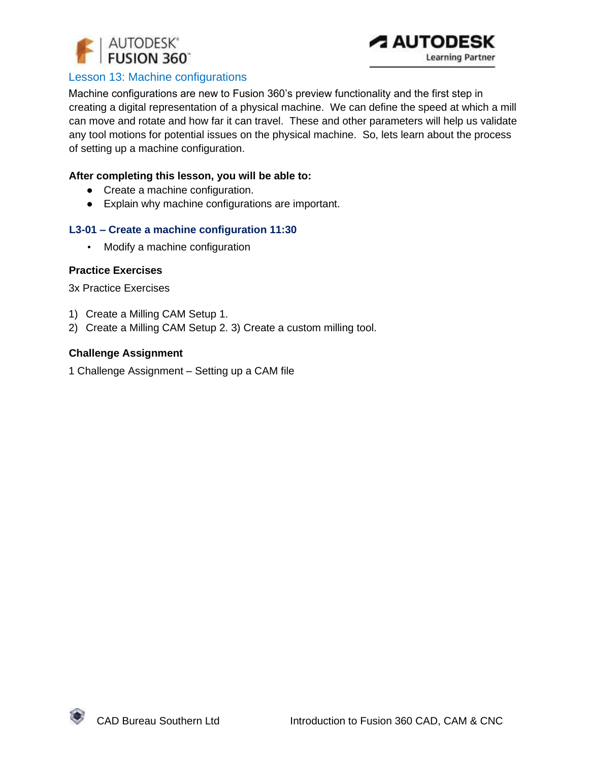## Lesson 13: Machine configurations

Machine configurations are new to Fusion 360's preview functionality and the first step in creating a digital representation of a physical machine. We can define the speed at which a mill can move and rotate and how far it can travel. These and other parameters will help us validate any tool motions for potential issues on the physical machine. So, lets learn about the process of setting up a machine configuration.

**After completing this lesson, you will be able to:**

- Create a machine configuration.
- Explain why machine configurations are important.

### L3-01 – Create a machine configuration 11:30

- Modify a machine configuration

**Practice Exercises**

3x Practice Exercises

1) Create a Milling CAM Setup 1.
2) Create a Milling CAM Setup 2. 3) Create a custom milling tool.

**Challenge Assignment**

1 Challenge Assignment – Setting up a CAM file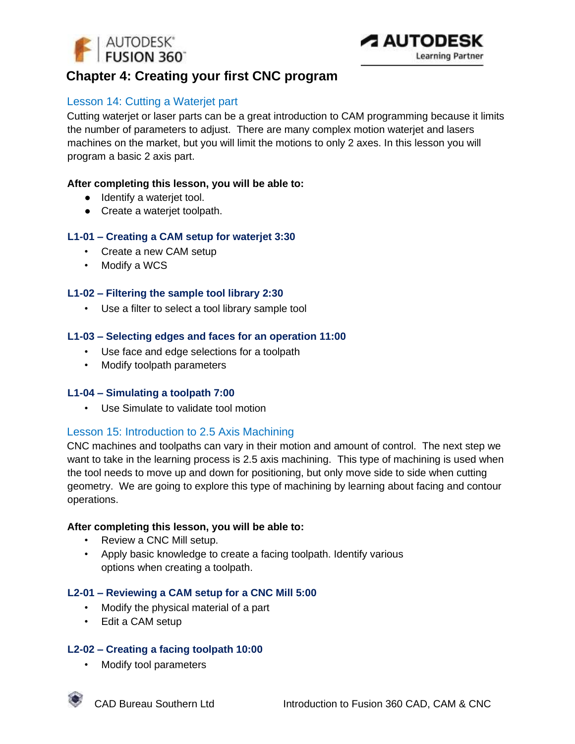# Chapter 4: Creating your first CNC program

## Lesson 14: Cutting a Waterjet part

Cutting waterjet or laser parts can be a great introduction to CAM programming because it limits the number of parameters to adjust.  There are many complex motion waterjet and lasers machines on the market, but you will limit the motions to only 2 axes. In this lesson you will program a basic 2 axis part.

**After completing this lesson, you will be able to:**

- Identify a waterjet tool.
- Create a waterjet toolpath.

### L1-01 – Creating a CAM setup for waterjet 3:30

- Create a new CAM setup
- Modify a WCS

### L1-02 – Filtering the sample tool library 2:30

- Use a filter to select a tool library sample tool

### L1-03 – Selecting edges and faces for an operation 11:00

- Use face and edge selections for a toolpath
- Modify toolpath parameters

### L1-04 – Simulating a toolpath 7:00

- Use Simulate to validate tool motion

## Lesson 15: Introduction to 2.5 Axis Machining

CNC machines and toolpaths can vary in their motion and amount of control.  The next step we want to take in the learning process is 2.5 axis machining.  This type of machining is used when the tool needs to move up and down for positioning, but only move side to side when cutting geometry.  We are going to explore this type of machining by learning about facing and contour operations.

**After completing this lesson, you will be able to:**

- Review a CNC Mill setup.
- Apply basic knowledge to create a facing toolpath. Identify various options when creating a toolpath.

### L2-01 – Reviewing a CAM setup for a CNC Mill 5:00

- Modify the physical material of a part
- Edit a CAM setup

### L2-02 – Creating a facing toolpath 10:00

- Modify tool parameters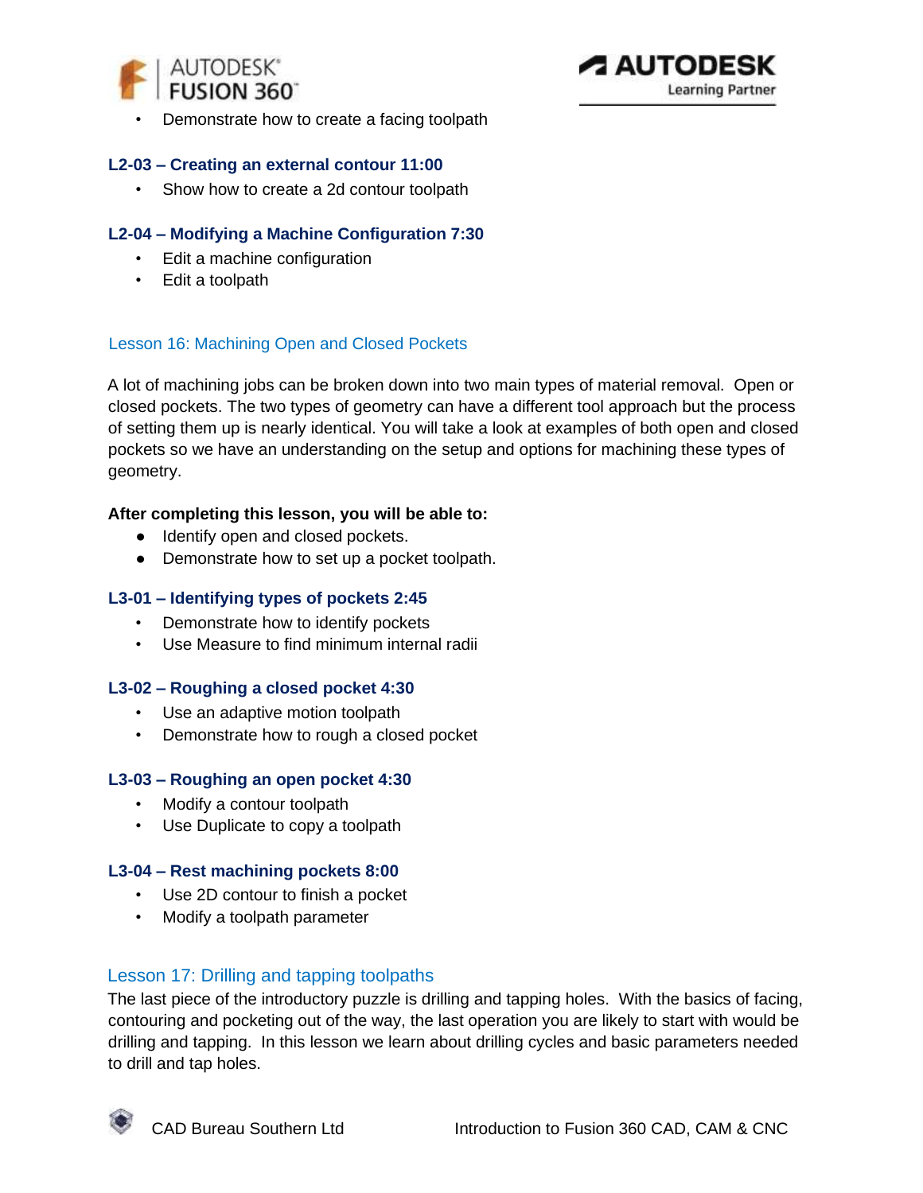- Demonstrate how to create a facing toolpath

#### L2-03 – Creating an external contour 11:00

- Show how to create a 2d contour toolpath

#### L2-04 – Modifying a Machine Configuration 7:30

- Edit a machine configuration
- Edit a toolpath

### Lesson 16: Machining Open and Closed Pockets

A lot of machining jobs can be broken down into two main types of material removal. Open or closed pockets. The two types of geometry can have a different tool approach but the process of setting them up is nearly identical. You will take a look at examples of both open and closed pockets so we have an understanding on the setup and options for machining these types of geometry.

**After completing this lesson, you will be able to:**

- Identify open and closed pockets.
- Demonstrate how to set up a pocket toolpath.

#### L3-01 – Identifying types of pockets 2:45

- Demonstrate how to identify pockets
- Use Measure to find minimum internal radii

#### L3-02 – Roughing a closed pocket 4:30

- Use an adaptive motion toolpath
- Demonstrate how to rough a closed pocket

#### L3-03 – Roughing an open pocket 4:30

- Modify a contour toolpath
- Use Duplicate to copy a toolpath

#### L3-04 – Rest machining pockets 8:00

- Use 2D contour to finish a pocket
- Modify a toolpath parameter

### Lesson 17: Drilling and tapping toolpaths

The last piece of the introductory puzzle is drilling and tapping holes. With the basics of facing, contouring and pocketing out of the way, the last operation you are likely to start with would be drilling and tapping. In this lesson we learn about drilling cycles and basic parameters needed to drill and tap holes.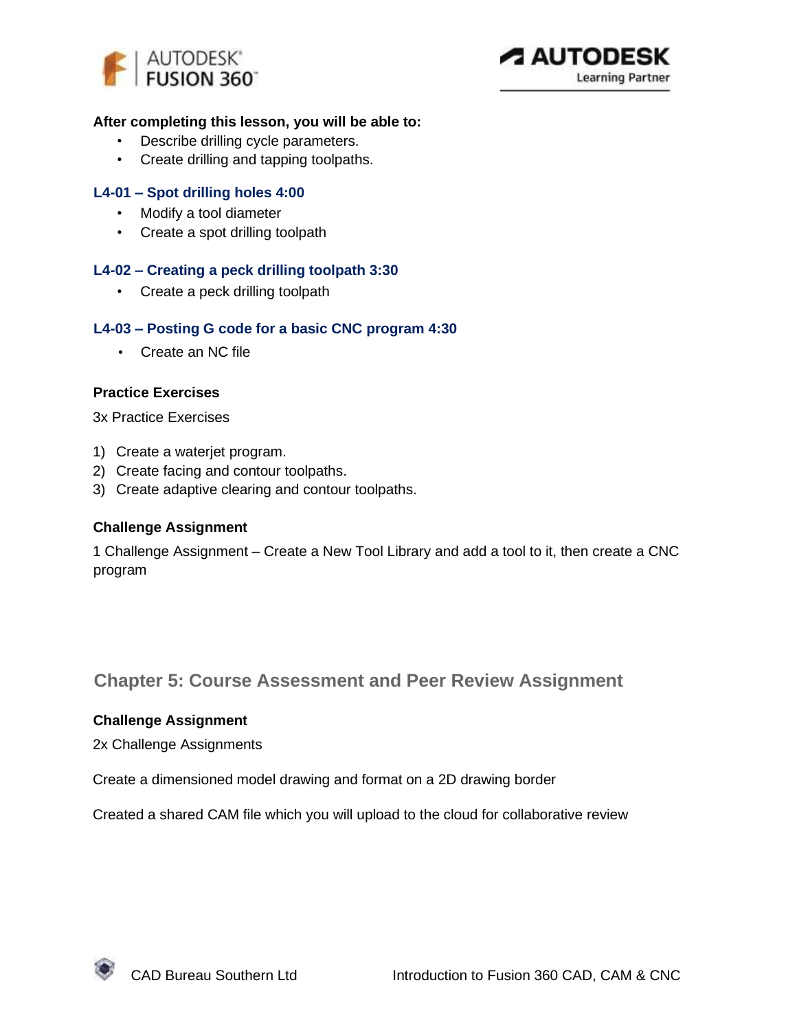**After completing this lesson, you will be able to:**

- Describe drilling cycle parameters.
- Create drilling and tapping toolpaths.

### L4-01 – Spot drilling holes 4:00

- Modify a tool diameter
- Create a spot drilling toolpath

### L4-02 – Creating a peck drilling toolpath 3:30

- Create a peck drilling toolpath

### L4-03 – Posting G code for a basic CNC program 4:30

- Create an NC file

**Practice Exercises**

3x Practice Exercises

1) Create a waterjet program.
2) Create facing and contour toolpaths.
3) Create adaptive clearing and contour toolpaths.

**Challenge Assignment**

1 Challenge Assignment – Create a New Tool Library and add a tool to it, then create a CNC program

## Chapter 5: Course Assessment and Peer Review Assignment

**Challenge Assignment**

2x Challenge Assignments

Create a dimensioned model drawing and format on a 2D drawing border

Created a shared CAM file which you will upload to the cloud for collaborative review